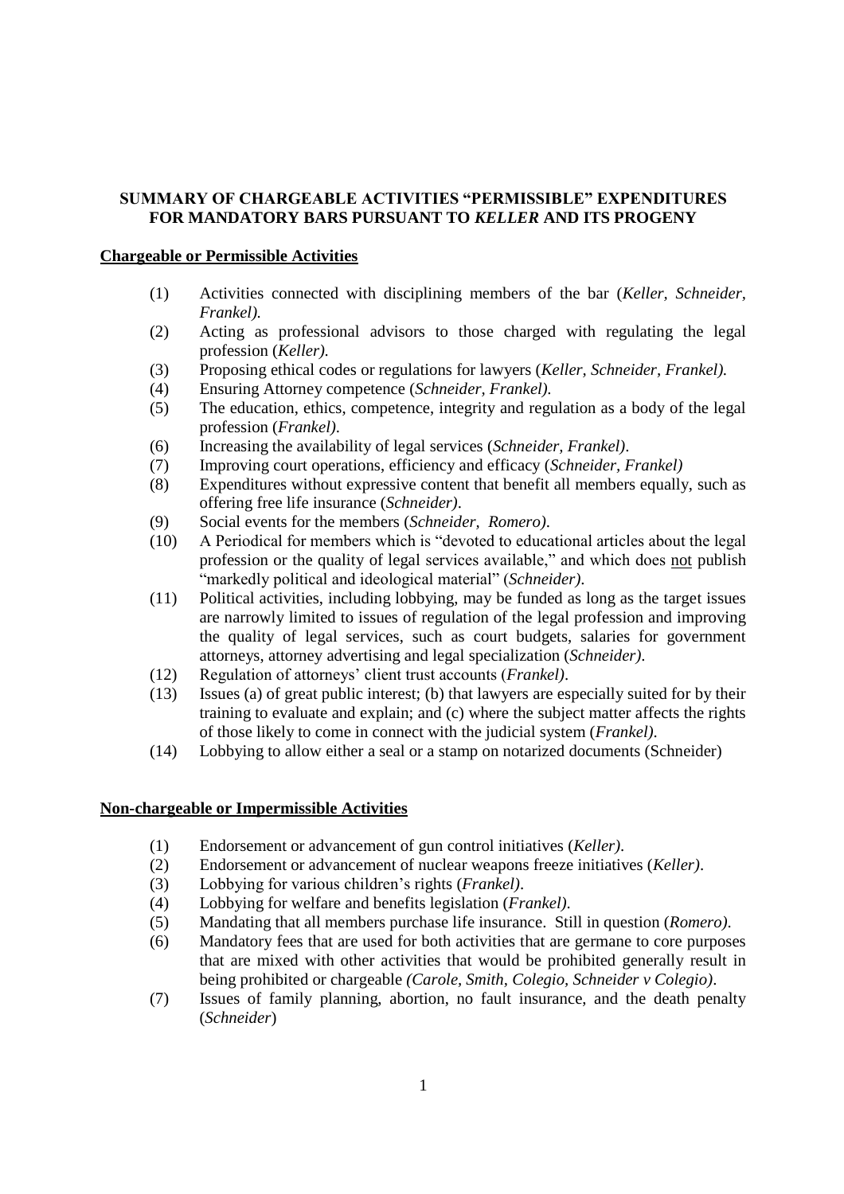## SUMMARY OF CHARGEABLE ACTIVITIES "PERMISSIBLE" EXPENDITURES FOR MANDATORY BARS PURSUANT TO *KELLER* AND ITS PROGENY

**Chargeable or Permissible Activities**

(1) Activities connected with disciplining members of the bar (*Keller, Schneider, Frankel).*

(2) Acting as professional advisors to those charged with regulating the legal profession (*Keller).*

(3) Proposing ethical codes or regulations for lawyers (*Keller, Schneider, Frankel).*

(4) Ensuring Attorney competence (*Schneider, Frankel).*

(5) The education, ethics, competence, integrity and regulation as a body of the legal profession (*Frankel).*

(6) Increasing the availability of legal services (*Schneider, Frankel)*.

(7) Improving court operations, efficiency and efficacy (*Schneider, Frankel)*

(8) Expenditures without expressive content that benefit all members equally, such as offering free life insurance (*Schneider)*.

(9) Social events for the members (*Schneider, Romero)*.

(10) A Periodical for members which is "devoted to educational articles about the legal profession or the quality of legal services available," and which does not publish "markedly political and ideological material" (*Schneider)*.

(11) Political activities, including lobbying, may be funded as long as the target issues are narrowly limited to issues of regulation of the legal profession and improving the quality of legal services, such as court budgets, salaries for government attorneys, attorney advertising and legal specialization (*Schneider)*.

(12) Regulation of attorneys' client trust accounts (*Frankel)*.

(13) Issues (a) of great public interest; (b) that lawyers are especially suited for by their training to evaluate and explain; and (c) where the subject matter affects the rights of those likely to come in connect with the judicial system (*Frankel)*.

(14) Lobbying to allow either a seal or a stamp on notarized documents (Schneider)

**Non-chargeable or Impermissible Activities**

(1) Endorsement or advancement of gun control initiatives (*Keller)*.

(2) Endorsement or advancement of nuclear weapons freeze initiatives (*Keller)*.

(3) Lobbying for various children's rights (*Frankel)*.

(4) Lobbying for welfare and benefits legislation (*Frankel).*

(5) Mandating that all members purchase life insurance. Still in question (*Romero).*

(6) Mandatory fees that are used for both activities that are germane to core purposes that are mixed with other activities that would be prohibited generally result in being prohibited or chargeable *(Carole, Smith, Colegio, Schneider v Colegio)*.

(7) Issues of family planning, abortion, no fault insurance, and the death penalty (*Schneider*)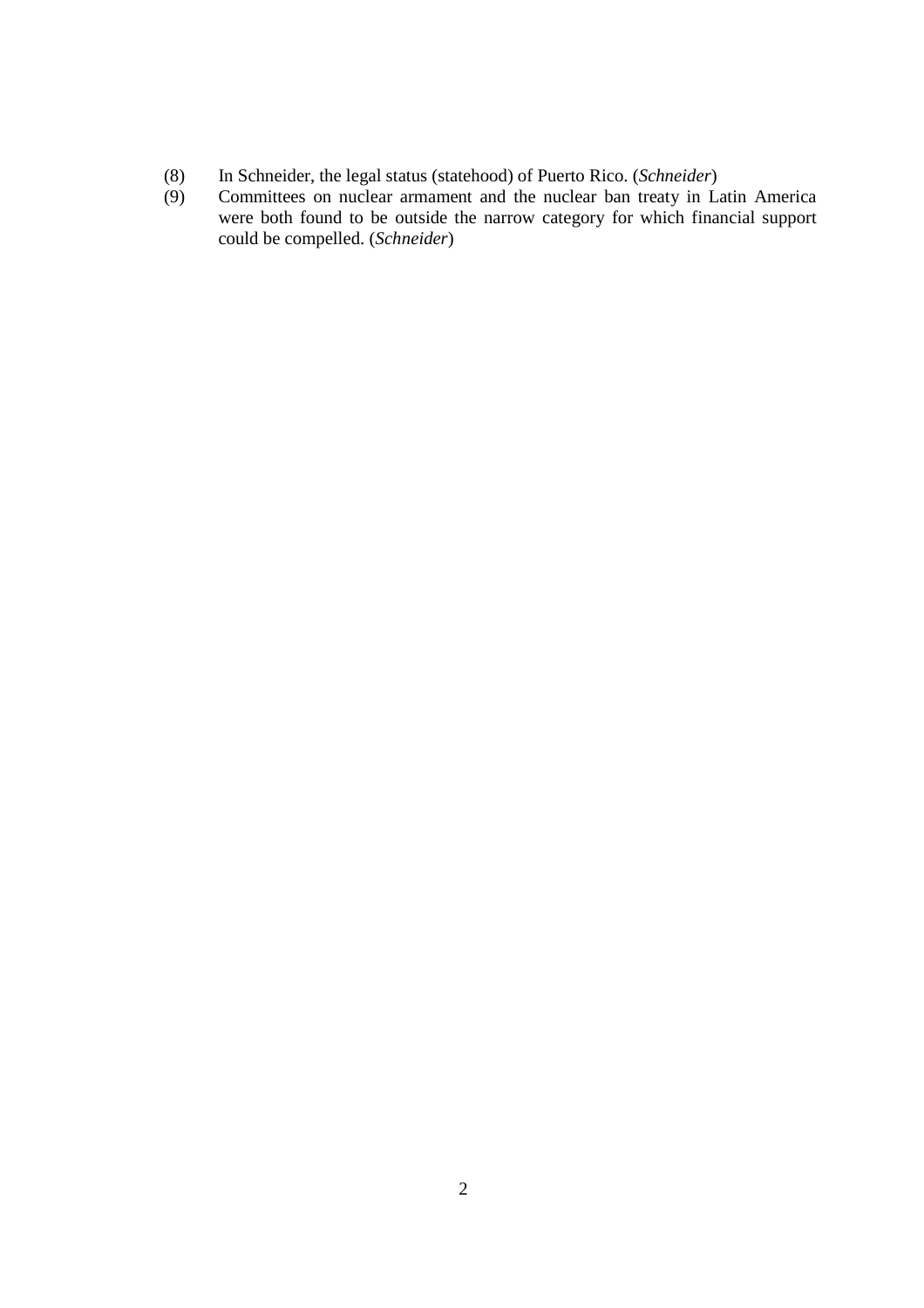(8) In Schneider, the legal status (statehood) of Puerto Rico. (*Schneider*)

(9) Committees on nuclear armament and the nuclear ban treaty in Latin America were both found to be outside the narrow category for which financial support could be compelled. (*Schneider*)